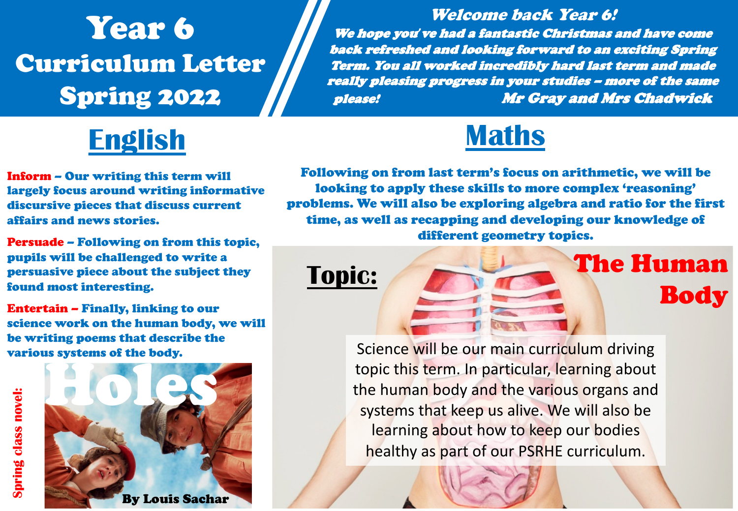# Year 6 Curriculum Letter Spring 2022

***Welcome back Year 6!***

***We hope you've had a fantastic Christmas and have come back refreshed and looking forward to an exciting Spring Term. You all worked incredibly hard last term and made really pleasing progress in your studies – more of the same please!***

***Mr Gray and Mrs Chadwick***

## English

**Inform** – Our writing this term will largely focus around writing informative discursive pieces that discuss current affairs and news stories.

**Persuade** – Following on from this topic, pupils will be challenged to write a persuasive piece about the subject they found most interesting.

**Entertain** – Finally, linking to our science work on the human body, we will be writing poems that describe the various systems of the body.

**Spring class novel:** Holes By Louis Sachar

## Maths

Following on from last term's focus on arithmetic, we will be looking to apply these skills to more complex 'reasoning' problems. We will also be exploring algebra and ratio for the first time, as well as recapping and developing our knowledge of different geometry topics.

## Topic: The Human Body

Science will be our main curriculum driving topic this term. In particular, learning about the human body and the various organs and systems that keep us alive. We will also be learning about how to keep our bodies healthy as part of our PSRHE curriculum.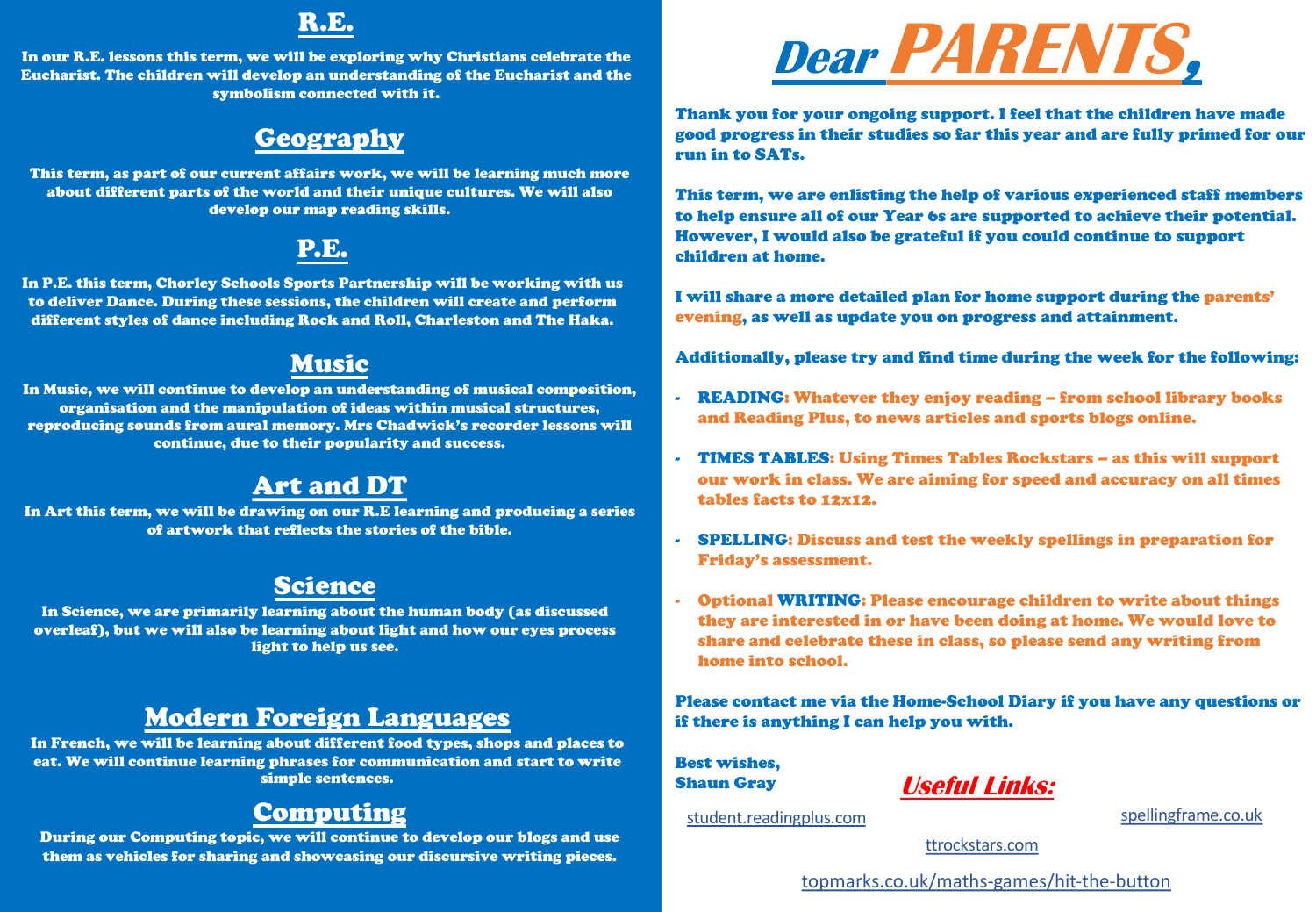## R.E.

In our R.E. lessons this term, we will be exploring why Christians celebrate the Eucharist. The children will develop an understanding of the Eucharist and the symbolism connected with it.

## Geography

This term, as part of our current affairs work, we will be learning much more about different parts of the world and their unique cultures. We will also develop our map reading skills.

## P.E.

In P.E. this term, Chorley Schools Sports Partnership will be working with us to deliver Dance. During these sessions, the children will create and perform different styles of dance including Rock and Roll, Charleston and The Haka.

## Music

In Music, we will continue to develop an understanding of musical composition, organisation and the manipulation of ideas within musical structures, reproducing sounds from aural memory. Mrs Chadwick's recorder lessons will continue, due to their popularity and success.

## Art and DT

In Art this term, we will be drawing on our R.E learning and producing a series of artwork that reflects the stories of the bible.

## Science

In Science, we are primarily learning about the human body (as discussed overleaf), but we will also be learning about light and how our eyes process light to help us see.

## Modern Foreign Languages

In French, we will be learning about different food types, shops and places to eat. We will continue learning phrases for communication and start to write simple sentences.

## Computing

During our Computing topic, we will continue to develop our blogs and use them as vehicles for sharing and showcasing our discursive writing pieces.

# Dear PARENTS,

Thank you for your ongoing support. I feel that the children have made good progress in their studies so far this year and are fully primed for our run in to SATs.

This term, we are enlisting the help of various experienced staff members to help ensure all of our Year 6s are supported to achieve their potential. However, I would also be grateful if you could continue to support children at home.

I will share a more detailed plan for home support during the parents' evening, as well as update you on progress and attainment.

Additionally, please try and find time during the week for the following:

- READING: Whatever they enjoy reading – from school library books and Reading Plus, to news articles and sports blogs online.
- TIMES TABLES: Using Times Tables Rockstars – as this will support our work in class. We are aiming for speed and accuracy on all times tables facts to 12x12.
- SPELLING: Discuss and test the weekly spellings in preparation for Friday's assessment.
- Optional WRITING: Please encourage children to write about things they are interested in or have been doing at home. We would love to share and celebrate these in class, so please send any writing from home into school.

Please contact me via the Home-School Diary if you have any questions or if there is anything I can help you with.

Best wishes,
Shaun Gray

## Useful Links:

student.readingplus.com

spellingframe.co.uk

ttrockstars.com

topmarks.co.uk/maths-games/hit-the-button